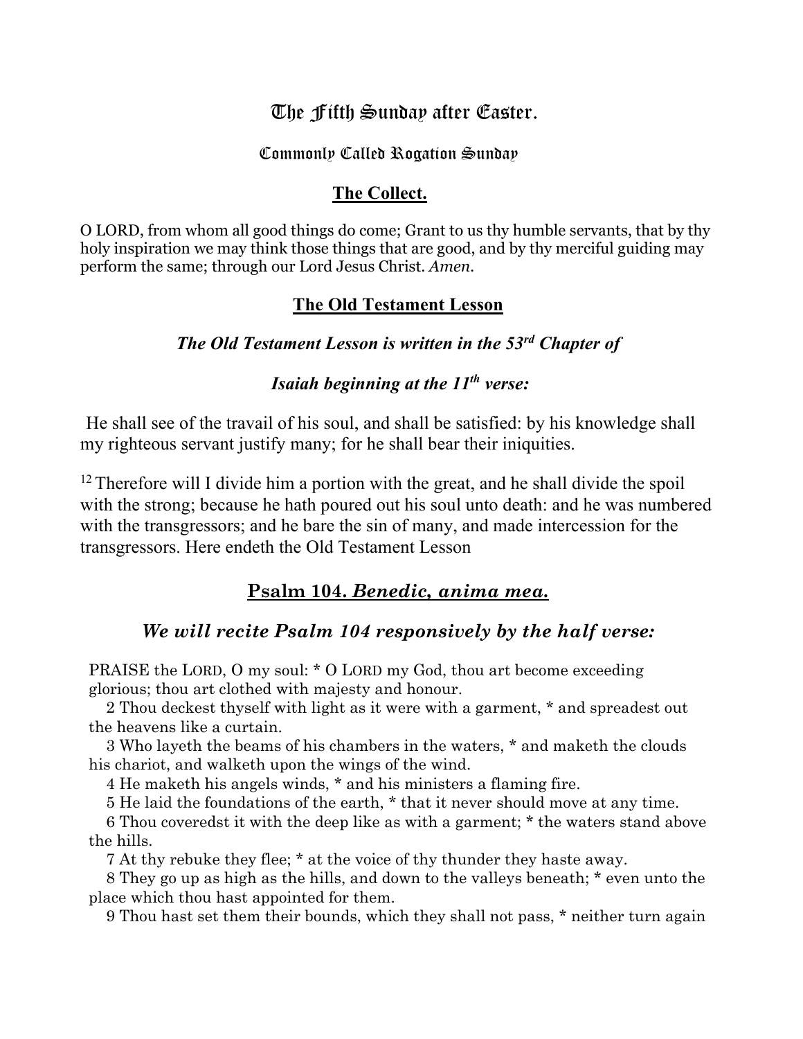# The Fifth Sunday after Easter.

## Commonly Called Rogation Sunday

### The Collect.

O LORD, from whom all good things do come; Grant to us thy humble servants, that by thy holy inspiration we may think those things that are good, and by thy merciful guiding may perform the same; through our Lord Jesus Christ. *Amen*.

### The Old Testament Lesson

***The Old Testament Lesson is written in the 53rd Chapter of***

***Isaiah beginning at the 11th verse:***

He shall see of the travail of his soul, and shall be satisfied: by his knowledge shall my righteous servant justify many; for he shall bear their iniquities.

12 Therefore will I divide him a portion with the great, and he shall divide the spoil with the strong; because he hath poured out his soul unto death: and he was numbered with the transgressors; and he bare the sin of many, and made intercession for the transgressors. Here endeth the Old Testament Lesson

## Psalm 104. *Benedic, anima mea.*

### *We will recite Psalm 104 responsively by the half verse:*

PRAISE the LORD, O my soul: * O LORD my God, thou art become exceeding glorious; thou art clothed with majesty and honour.

2 Thou deckest thyself with light as it were with a garment, * and spreadest out the heavens like a curtain.

3 Who layeth the beams of his chambers in the waters, * and maketh the clouds his chariot, and walketh upon the wings of the wind.

4 He maketh his angels winds, * and his ministers a flaming fire.

5 He laid the foundations of the earth, * that it never should move at any time.

6 Thou coveredst it with the deep like as with a garment; * the waters stand above the hills.

7 At thy rebuke they flee; * at the voice of thy thunder they haste away.

8 They go up as high as the hills, and down to the valleys beneath; * even unto the place which thou hast appointed for them.

9 Thou hast set them their bounds, which they shall not pass, * neither turn again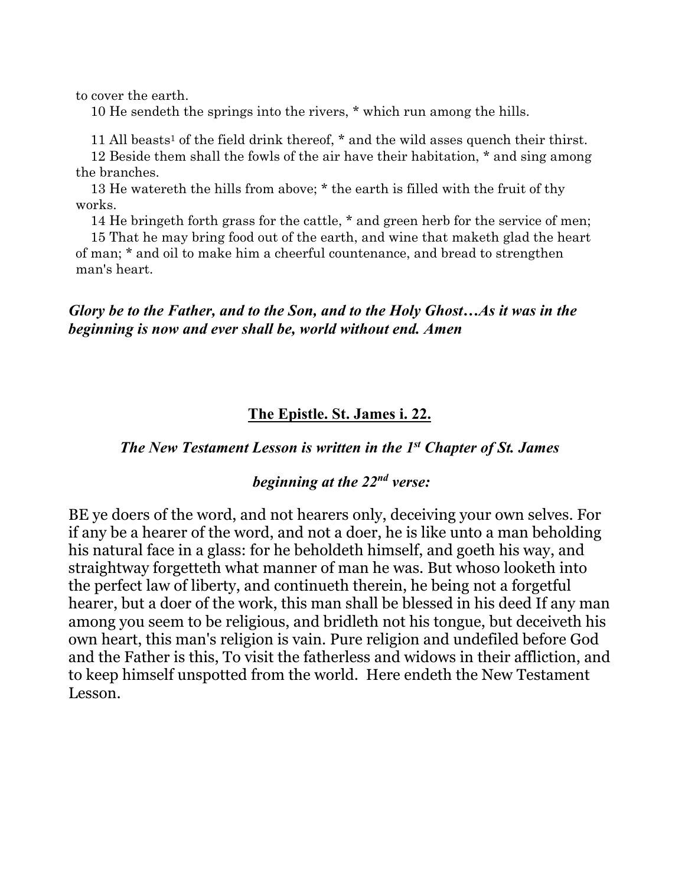to cover the earth.

10 He sendeth the springs into the rivers, * which run among the hills.

11 All beasts[1] of the field drink thereof, * and the wild asses quench their thirst.

12 Beside them shall the fowls of the air have their habitation, * and sing among the branches.

13 He watereth the hills from above; * the earth is filled with the fruit of thy works.

14 He bringeth forth grass for the cattle, * and green herb for the service of men;

15 That he may bring food out of the earth, and wine that maketh glad the heart of man; * and oil to make him a cheerful countenance, and bread to strengthen man's heart.

***Glory be to the Father, and to the Son, and to the Holy Ghost…As it was in the beginning is now and ever shall be, world without end. Amen***

## **The Epistle. St. James i. 22.**

***The New Testament Lesson is written in the 1st Chapter of St. James***

***beginning at the 22nd verse:***

BE ye doers of the word, and not hearers only, deceiving your own selves. For if any be a hearer of the word, and not a doer, he is like unto a man beholding his natural face in a glass: for he beholdeth himself, and goeth his way, and straightway forgetteth what manner of man he was. But whoso looketh into the perfect law of liberty, and continueth therein, he being not a forgetful hearer, but a doer of the work, this man shall be blessed in his deed If any man among you seem to be religious, and bridleth not his tongue, but deceiveth his own heart, this man's religion is vain. Pure religion and undefiled before God and the Father is this, To visit the fatherless and widows in their affliction, and to keep himself unspotted from the world. Here endeth the New Testament Lesson.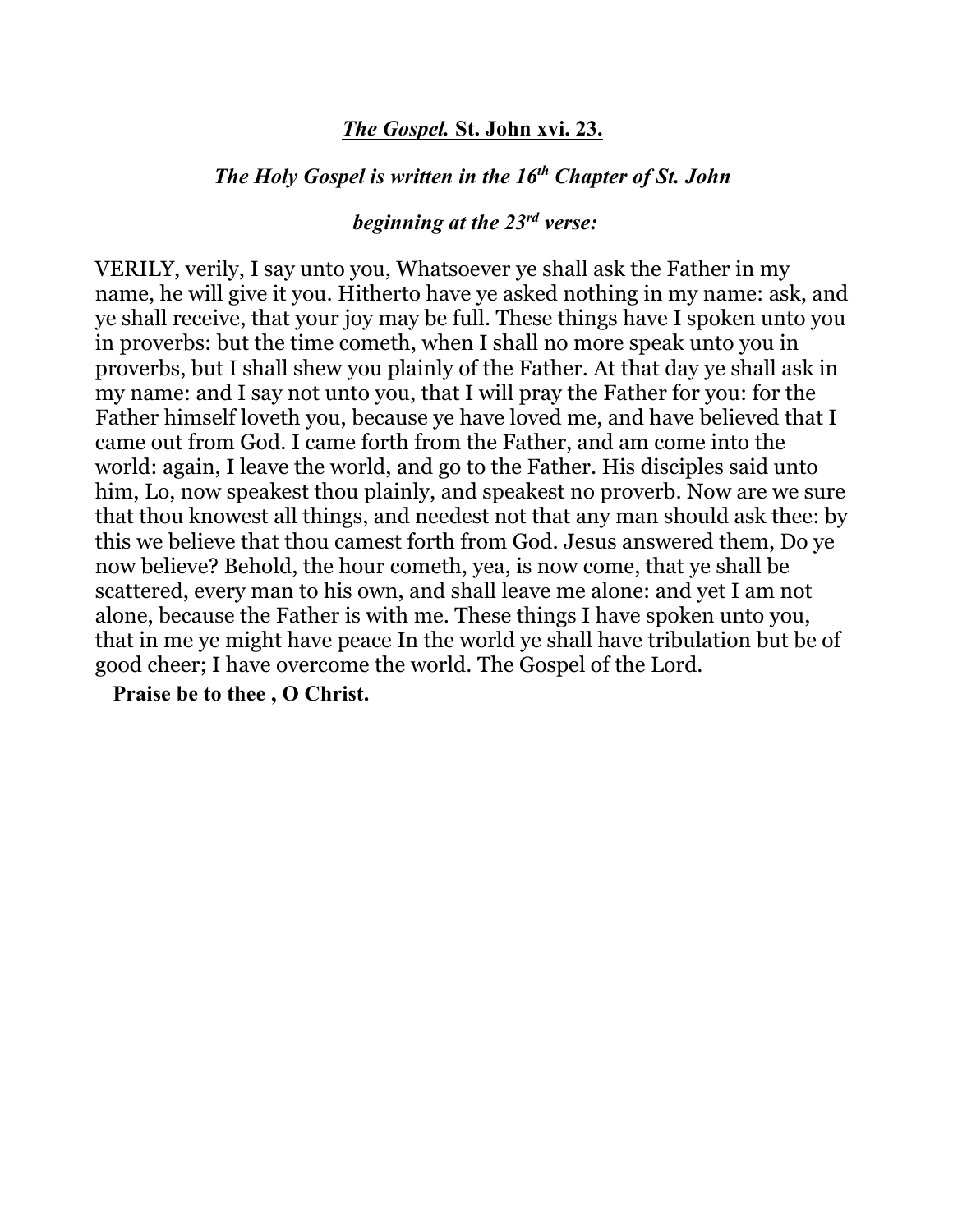***The Gospel.* St. John xvi. 23.**

***The Holy Gospel is written in the 16th Chapter of St. John***

***beginning at the 23rd verse:***

VERILY, verily, I say unto you, Whatsoever ye shall ask the Father in my name, he will give it you. Hitherto have ye asked nothing in my name: ask, and ye shall receive, that your joy may be full. These things have I spoken unto you in proverbs: but the time cometh, when I shall no more speak unto you in proverbs, but I shall shew you plainly of the Father. At that day ye shall ask in my name: and I say not unto you, that I will pray the Father for you: for the Father himself loveth you, because ye have loved me, and have believed that I came out from God. I came forth from the Father, and am come into the world: again, I leave the world, and go to the Father. His disciples said unto him, Lo, now speakest thou plainly, and speakest no proverb. Now are we sure that thou knowest all things, and needest not that any man should ask thee: by this we believe that thou camest forth from God. Jesus answered them, Do ye now believe? Behold, the hour cometh, yea, is now come, that ye shall be scattered, every man to his own, and shall leave me alone: and yet I am not alone, because the Father is with me. These things I have spoken unto you, that in me ye might have peace In the world ye shall have tribulation but be of good cheer; I have overcome the world. The Gospel of the Lord.

**Praise be to thee , O Christ.**